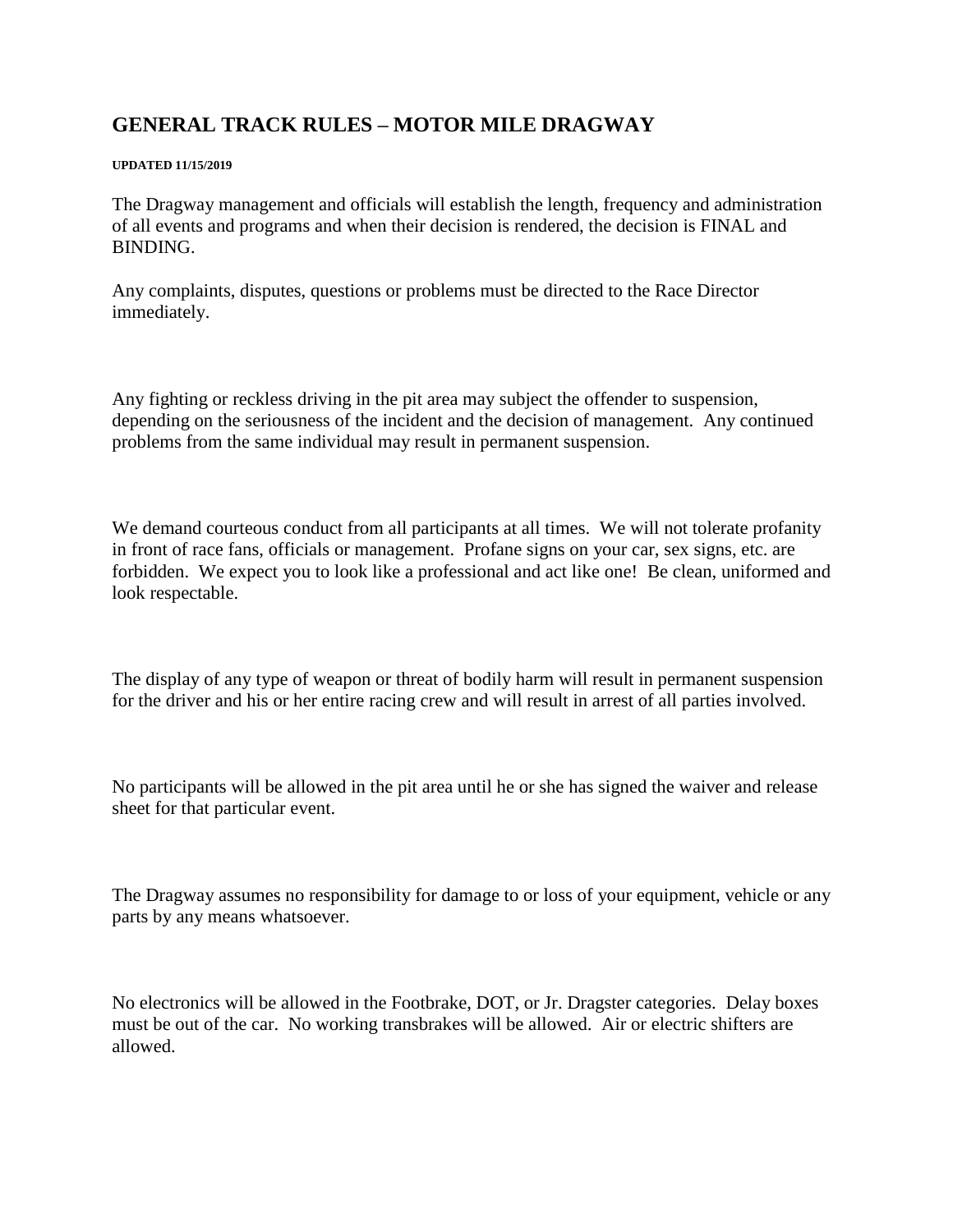## GENERAL TRACK RULES – MOTOR MILE DRAGWAY

**UPDATED 11/15/2019**

The Dragway management and officials will establish the length, frequency and administration of all events and programs and when their decision is rendered, the decision is FINAL and BINDING.

Any complaints, disputes, questions or problems must be directed to the Race Director immediately.

Any fighting or reckless driving in the pit area may subject the offender to suspension, depending on the seriousness of the incident and the decision of management. Any continued problems from the same individual may result in permanent suspension.

We demand courteous conduct from all participants at all times. We will not tolerate profanity in front of race fans, officials or management. Profane signs on your car, sex signs, etc. are forbidden. We expect you to look like a professional and act like one! Be clean, uniformed and look respectable.

The display of any type of weapon or threat of bodily harm will result in permanent suspension for the driver and his or her entire racing crew and will result in arrest of all parties involved.

No participants will be allowed in the pit area until he or she has signed the waiver and release sheet for that particular event.

The Dragway assumes no responsibility for damage to or loss of your equipment, vehicle or any parts by any means whatsoever.

No electronics will be allowed in the Footbrake, DOT, or Jr. Dragster categories. Delay boxes must be out of the car. No working transbrakes will be allowed. Air or electric shifters are allowed.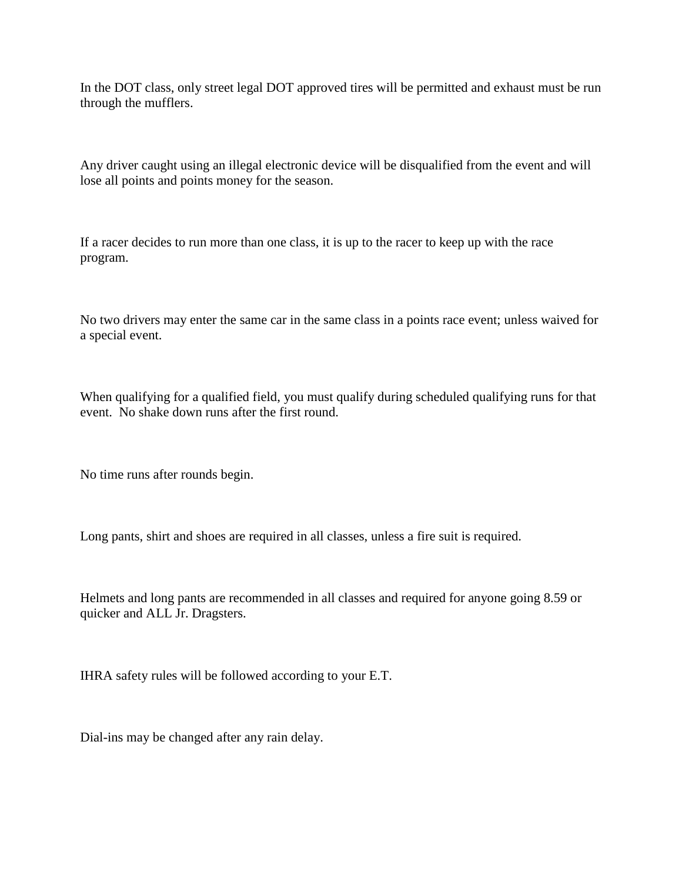In the DOT class, only street legal DOT approved tires will be permitted and exhaust must be run through the mufflers.

Any driver caught using an illegal electronic device will be disqualified from the event and will lose all points and points money for the season.

If a racer decides to run more than one class, it is up to the racer to keep up with the race program.

No two drivers may enter the same car in the same class in a points race event; unless waived for a special event.

When qualifying for a qualified field, you must qualify during scheduled qualifying runs for that event.  No shake down runs after the first round.

No time runs after rounds begin.

Long pants, shirt and shoes are required in all classes, unless a fire suit is required.

Helmets and long pants are recommended in all classes and required for anyone going 8.59 or quicker and ALL Jr. Dragsters.

IHRA safety rules will be followed according to your E.T.

Dial-ins may be changed after any rain delay.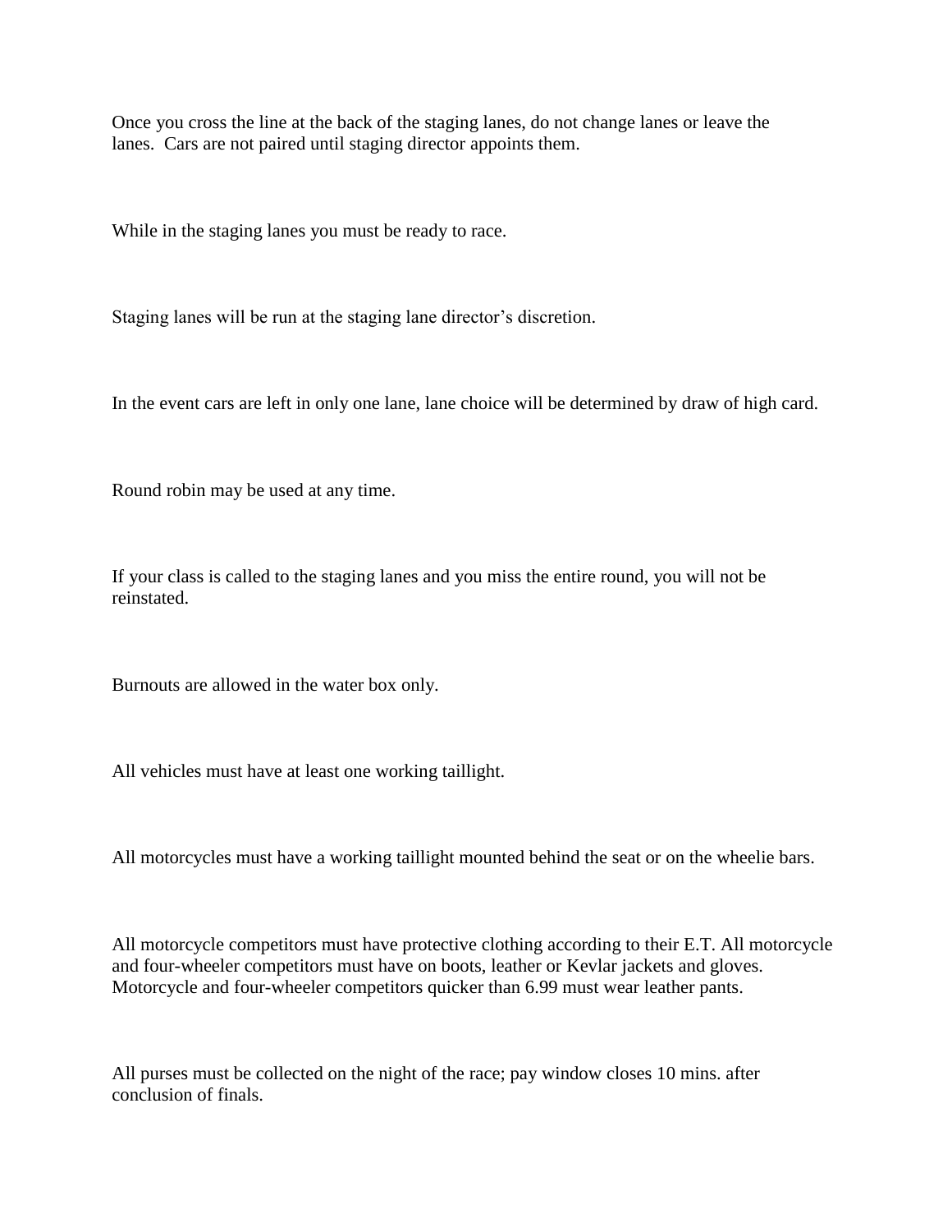Once you cross the line at the back of the staging lanes, do not change lanes or leave the lanes. Cars are not paired until staging director appoints them.

While in the staging lanes you must be ready to race.

Staging lanes will be run at the staging lane director's discretion.

In the event cars are left in only one lane, lane choice will be determined by draw of high card.

Round robin may be used at any time.

If your class is called to the staging lanes and you miss the entire round, you will not be reinstated.

Burnouts are allowed in the water box only.

All vehicles must have at least one working taillight.

All motorcycles must have a working taillight mounted behind the seat or on the wheelie bars.

All motorcycle competitors must have protective clothing according to their E.T. All motorcycle and four-wheeler competitors must have on boots, leather or Kevlar jackets and gloves. Motorcycle and four-wheeler competitors quicker than 6.99 must wear leather pants.

All purses must be collected on the night of the race; pay window closes 10 mins. after conclusion of finals.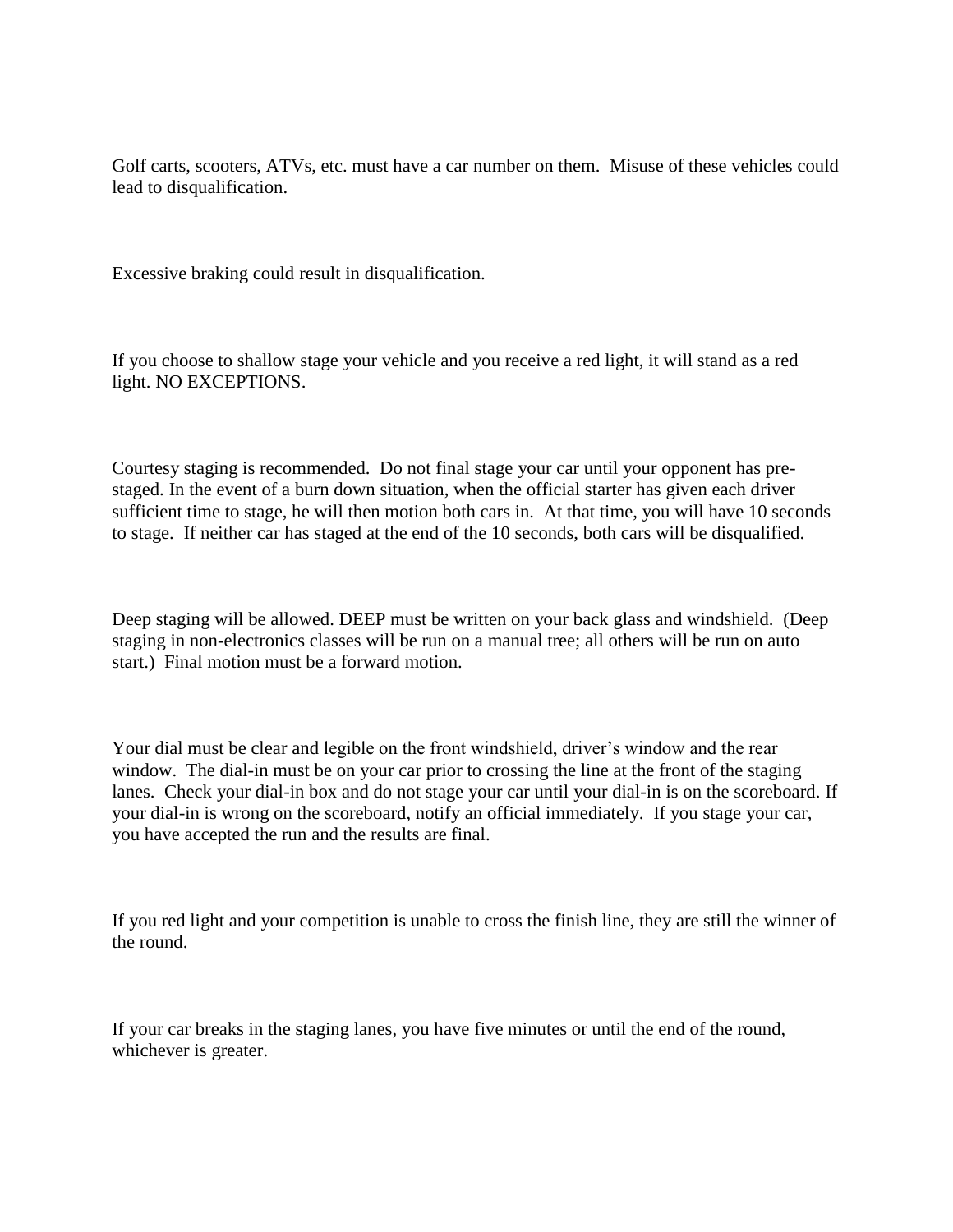Golf carts, scooters, ATVs, etc. must have a car number on them. Misuse of these vehicles could lead to disqualification.

Excessive braking could result in disqualification.

If you choose to shallow stage your vehicle and you receive a red light, it will stand as a red light. NO EXCEPTIONS.

Courtesy staging is recommended. Do not final stage your car until your opponent has pre-staged. In the event of a burn down situation, when the official starter has given each driver sufficient time to stage, he will then motion both cars in. At that time, you will have 10 seconds to stage. If neither car has staged at the end of the 10 seconds, both cars will be disqualified.

Deep staging will be allowed. DEEP must be written on your back glass and windshield. (Deep staging in non-electronics classes will be run on a manual tree; all others will be run on auto start.) Final motion must be a forward motion.

Your dial must be clear and legible on the front windshield, driver's window and the rear window. The dial-in must be on your car prior to crossing the line at the front of the staging lanes. Check your dial-in box and do not stage your car until your dial-in is on the scoreboard. If your dial-in is wrong on the scoreboard, notify an official immediately. If you stage your car, you have accepted the run and the results are final.

If you red light and your competition is unable to cross the finish line, they are still the winner of the round.

If your car breaks in the staging lanes, you have five minutes or until the end of the round, whichever is greater.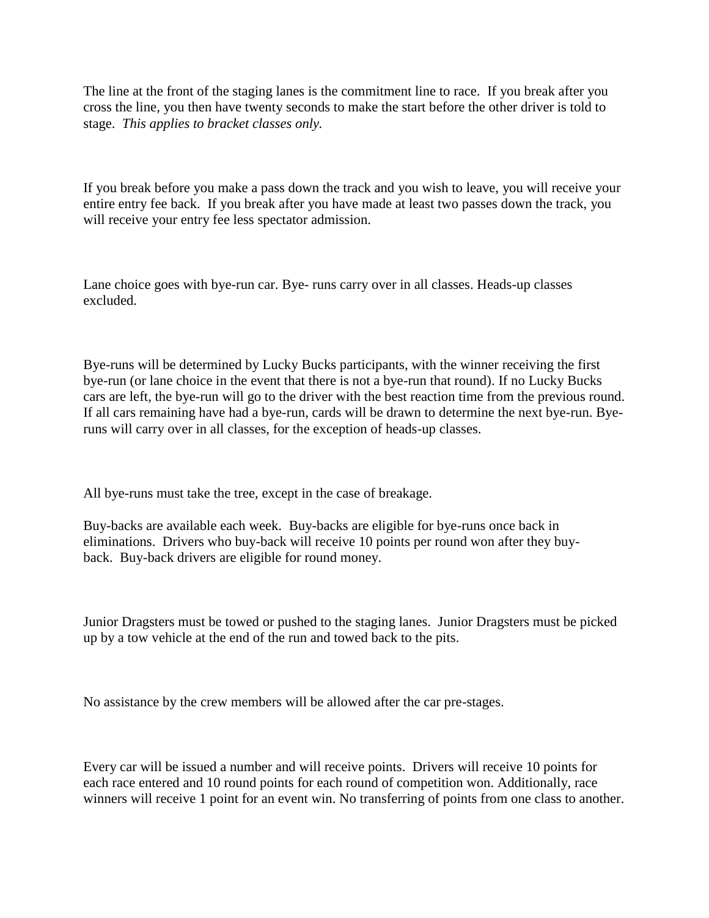The line at the front of the staging lanes is the commitment line to race. If you break after you cross the line, you then have twenty seconds to make the start before the other driver is told to stage. *This applies to bracket classes only.*

If you break before you make a pass down the track and you wish to leave, you will receive your entire entry fee back. If you break after you have made at least two passes down the track, you will receive your entry fee less spectator admission.

Lane choice goes with bye-run car. Bye- runs carry over in all classes. Heads-up classes excluded.

Bye-runs will be determined by Lucky Bucks participants, with the winner receiving the first bye-run (or lane choice in the event that there is not a bye-run that round). If no Lucky Bucks cars are left, the bye-run will go to the driver with the best reaction time from the previous round. If all cars remaining have had a bye-run, cards will be drawn to determine the next bye-run. Bye-runs will carry over in all classes, for the exception of heads-up classes.

All bye-runs must take the tree, except in the case of breakage.

Buy-backs are available each week. Buy-backs are eligible for bye-runs once back in eliminations. Drivers who buy-back will receive 10 points per round won after they buy-back. Buy-back drivers are eligible for round money.

Junior Dragsters must be towed or pushed to the staging lanes. Junior Dragsters must be picked up by a tow vehicle at the end of the run and towed back to the pits.

No assistance by the crew members will be allowed after the car pre-stages.

Every car will be issued a number and will receive points. Drivers will receive 10 points for each race entered and 10 round points for each round of competition won. Additionally, race winners will receive 1 point for an event win. No transferring of points from one class to another.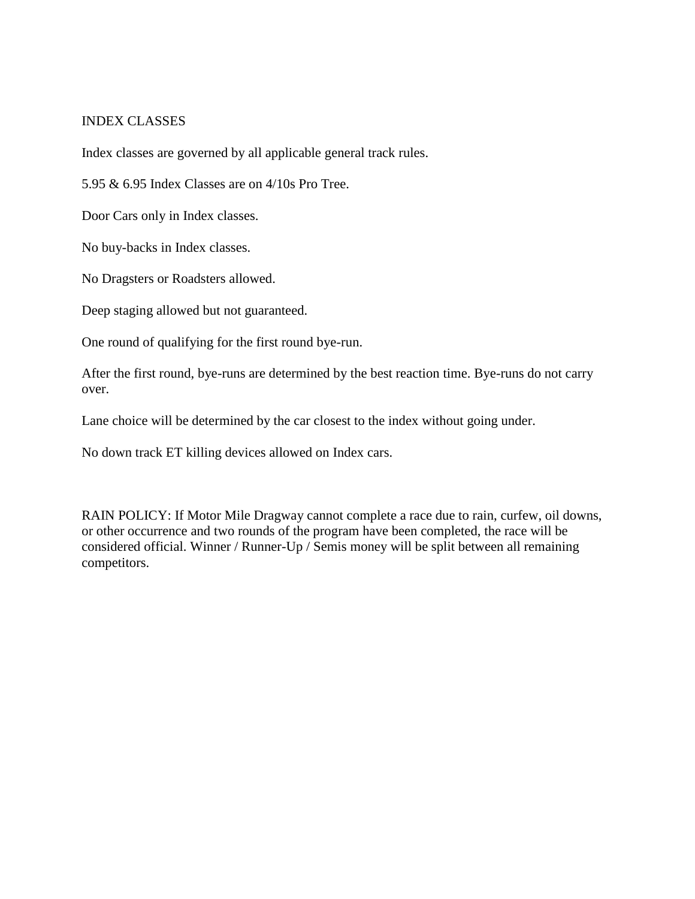## INDEX CLASSES

Index classes are governed by all applicable general track rules.

5.95 & 6.95 Index Classes are on 4/10s Pro Tree.

Door Cars only in Index classes.

No buy-backs in Index classes.

No Dragsters or Roadsters allowed.

Deep staging allowed but not guaranteed.

One round of qualifying for the first round bye-run.

After the first round, bye-runs are determined by the best reaction time. Bye-runs do not carry over.

Lane choice will be determined by the car closest to the index without going under.

No down track ET killing devices allowed on Index cars.

RAIN POLICY: If Motor Mile Dragway cannot complete a race due to rain, curfew, oil downs, or other occurrence and two rounds of the program have been completed, the race will be considered official. Winner / Runner-Up / Semis money will be split between all remaining competitors.